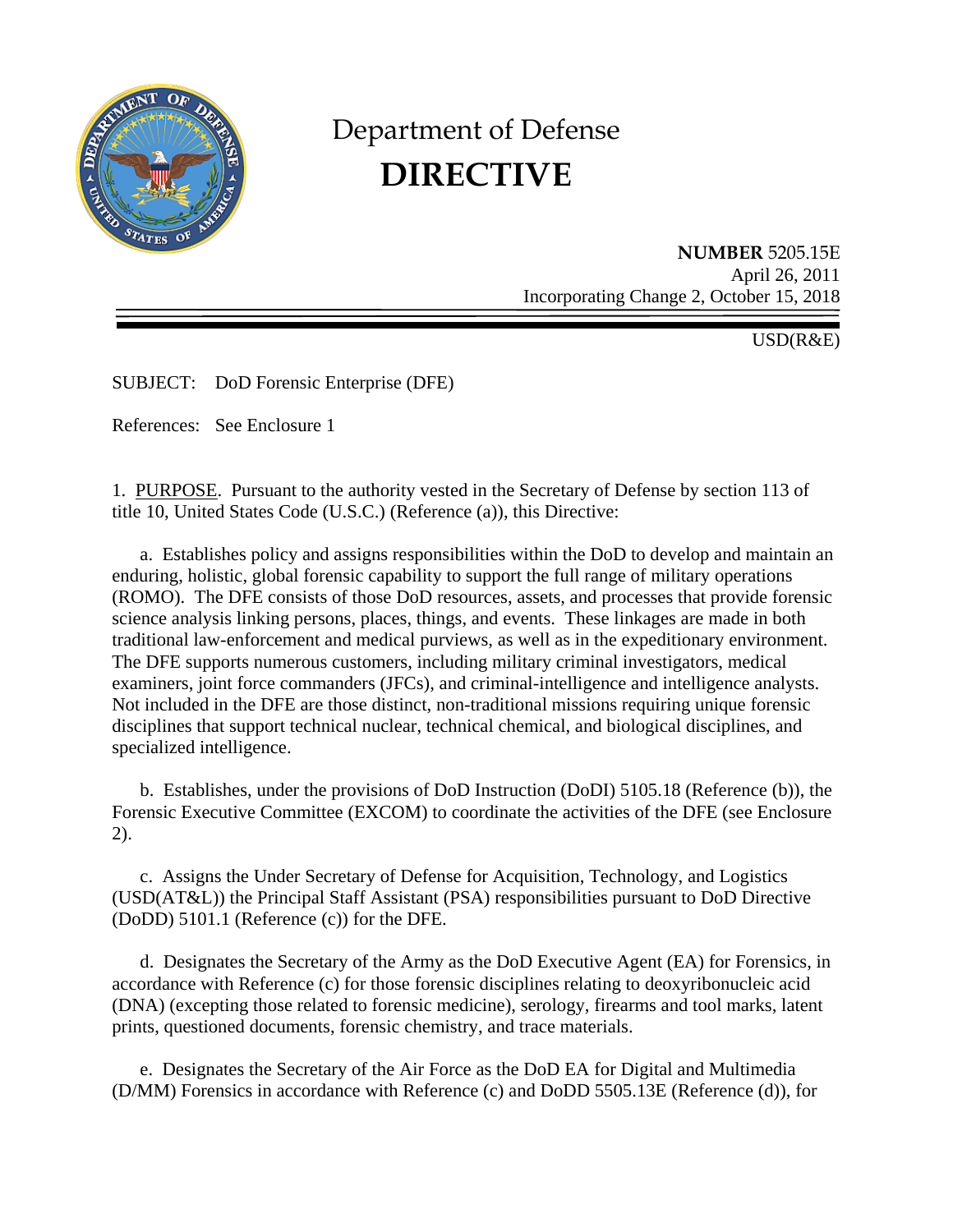# Department of Defense

# DIRECTIVE

**NUMBER** 5205.15E
April 26, 2011
Incorporating Change 2, October 15, 2018

USD(R&E)

SUBJECT: DoD Forensic Enterprise (DFE)

References: See Enclosure 1

1. PURPOSE. Pursuant to the authority vested in the Secretary of Defense by section 113 of title 10, United States Code (U.S.C.) (Reference (a)), this Directive:

a. Establishes policy and assigns responsibilities within the DoD to develop and maintain an enduring, holistic, global forensic capability to support the full range of military operations (ROMO). The DFE consists of those DoD resources, assets, and processes that provide forensic science analysis linking persons, places, things, and events. These linkages are made in both traditional law-enforcement and medical purviews, as well as in the expeditionary environment. The DFE supports numerous customers, including military criminal investigators, medical examiners, joint force commanders (JFCs), and criminal-intelligence and intelligence analysts. Not included in the DFE are those distinct, non-traditional missions requiring unique forensic disciplines that support technical nuclear, technical chemical, and biological disciplines, and specialized intelligence.

b. Establishes, under the provisions of DoD Instruction (DoDI) 5105.18 (Reference (b)), the Forensic Executive Committee (EXCOM) to coordinate the activities of the DFE (see Enclosure 2).

c. Assigns the Under Secretary of Defense for Acquisition, Technology, and Logistics (USD(AT&L)) the Principal Staff Assistant (PSA) responsibilities pursuant to DoD Directive (DoDD) 5101.1 (Reference (c)) for the DFE.

d. Designates the Secretary of the Army as the DoD Executive Agent (EA) for Forensics, in accordance with Reference (c) for those forensic disciplines relating to deoxyribonucleic acid (DNA) (excepting those related to forensic medicine), serology, firearms and tool marks, latent prints, questioned documents, forensic chemistry, and trace materials.

e. Designates the Secretary of the Air Force as the DoD EA for Digital and Multimedia (D/MM) Forensics in accordance with Reference (c) and DoDD 5505.13E (Reference (d)), for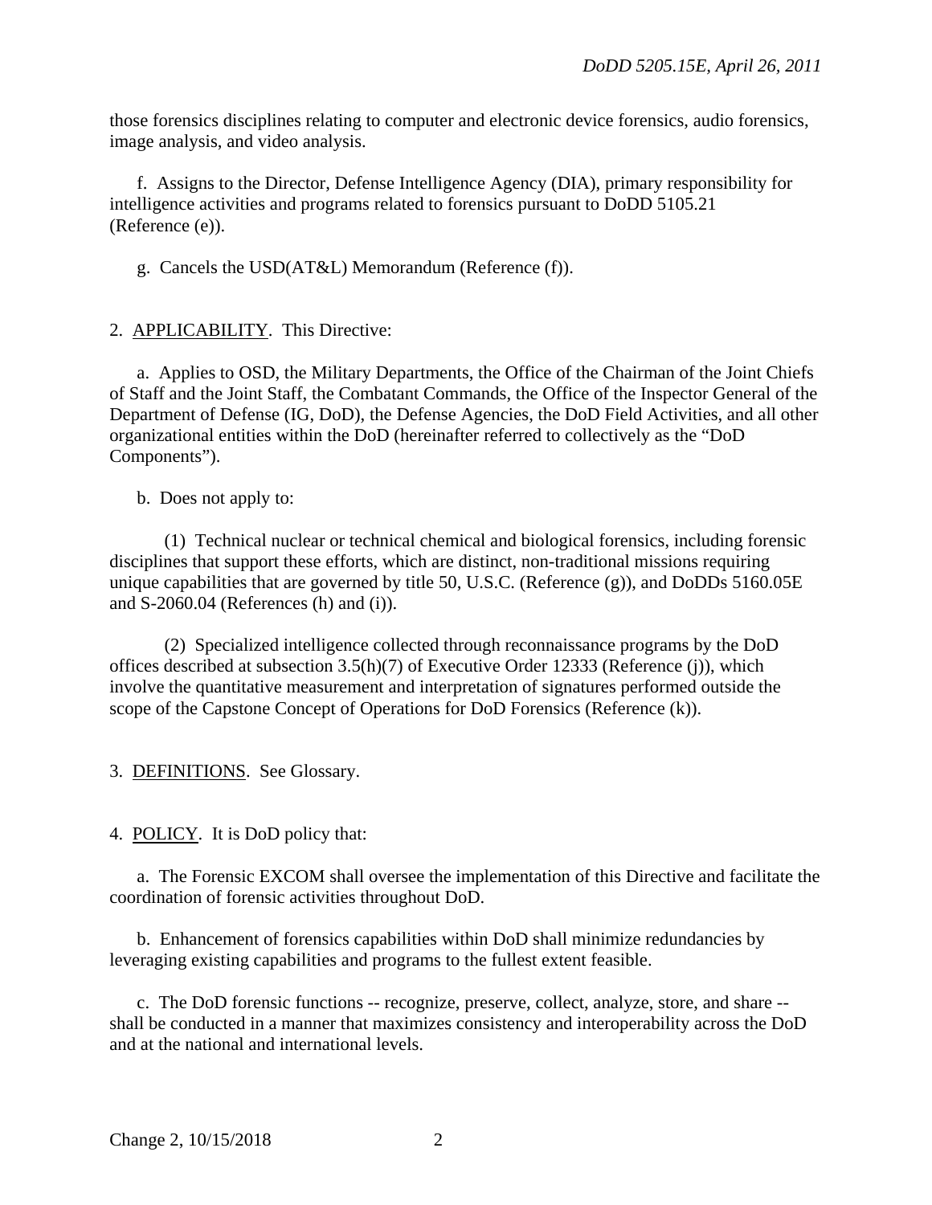those forensics disciplines relating to computer and electronic device forensics, audio forensics, image analysis, and video analysis.

f. Assigns to the Director, Defense Intelligence Agency (DIA), primary responsibility for intelligence activities and programs related to forensics pursuant to DoDD 5105.21 (Reference (e)).

g. Cancels the USD(AT&L) Memorandum (Reference (f)).

2. APPLICABILITY. This Directive:

a. Applies to OSD, the Military Departments, the Office of the Chairman of the Joint Chiefs of Staff and the Joint Staff, the Combatant Commands, the Office of the Inspector General of the Department of Defense (IG, DoD), the Defense Agencies, the DoD Field Activities, and all other organizational entities within the DoD (hereinafter referred to collectively as the "DoD Components").

b. Does not apply to:

(1) Technical nuclear or technical chemical and biological forensics, including forensic disciplines that support these efforts, which are distinct, non-traditional missions requiring unique capabilities that are governed by title 50, U.S.C. (Reference (g)), and DoDDs 5160.05E and S-2060.04 (References (h) and (i)).

(2) Specialized intelligence collected through reconnaissance programs by the DoD offices described at subsection 3.5(h)(7) of Executive Order 12333 (Reference (j)), which involve the quantitative measurement and interpretation of signatures performed outside the scope of the Capstone Concept of Operations for DoD Forensics (Reference (k)).

3. DEFINITIONS. See Glossary.

4. POLICY. It is DoD policy that:

a. The Forensic EXCOM shall oversee the implementation of this Directive and facilitate the coordination of forensic activities throughout DoD.

b. Enhancement of forensics capabilities within DoD shall minimize redundancies by leveraging existing capabilities and programs to the fullest extent feasible.

c. The DoD forensic functions -- recognize, preserve, collect, analyze, store, and share -- shall be conducted in a manner that maximizes consistency and interoperability across the DoD and at the national and international levels.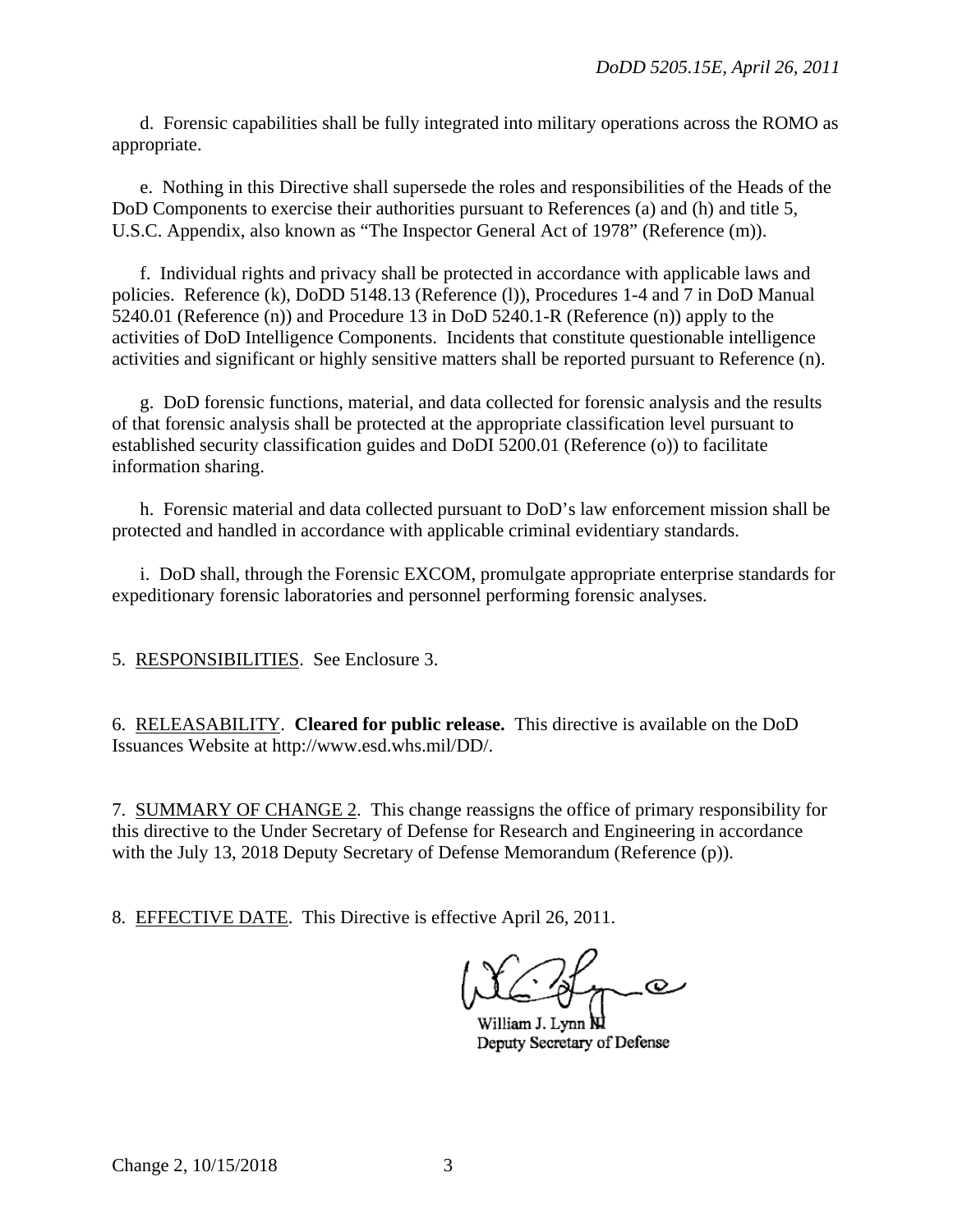d. Forensic capabilities shall be fully integrated into military operations across the ROMO as appropriate.

e. Nothing in this Directive shall supersede the roles and responsibilities of the Heads of the DoD Components to exercise their authorities pursuant to References (a) and (h) and title 5, U.S.C. Appendix, also known as "The Inspector General Act of 1978" (Reference (m)).

f. Individual rights and privacy shall be protected in accordance with applicable laws and policies. Reference (k), DoDD 5148.13 (Reference (l)), Procedures 1-4 and 7 in DoD Manual 5240.01 (Reference (n)) and Procedure 13 in DoD 5240.1-R (Reference (n)) apply to the activities of DoD Intelligence Components. Incidents that constitute questionable intelligence activities and significant or highly sensitive matters shall be reported pursuant to Reference (n).

g. DoD forensic functions, material, and data collected for forensic analysis and the results of that forensic analysis shall be protected at the appropriate classification level pursuant to established security classification guides and DoDI 5200.01 (Reference (o)) to facilitate information sharing.

h. Forensic material and data collected pursuant to DoD's law enforcement mission shall be protected and handled in accordance with applicable criminal evidentiary standards.

i. DoD shall, through the Forensic EXCOM, promulgate appropriate enterprise standards for expeditionary forensic laboratories and personnel performing forensic analyses.

5. RESPONSIBILITIES. See Enclosure 3.

6. RELEASABILITY. **Cleared for public release.** This directive is available on the DoD Issuances Website at http://www.esd.whs.mil/DD/.

7. SUMMARY OF CHANGE 2. This change reassigns the office of primary responsibility for this directive to the Under Secretary of Defense for Research and Engineering in accordance with the July 13, 2018 Deputy Secretary of Defense Memorandum (Reference (p)).

8. EFFECTIVE DATE. This Directive is effective April 26, 2011.

William J. Lynn III
Deputy Secretary of Defense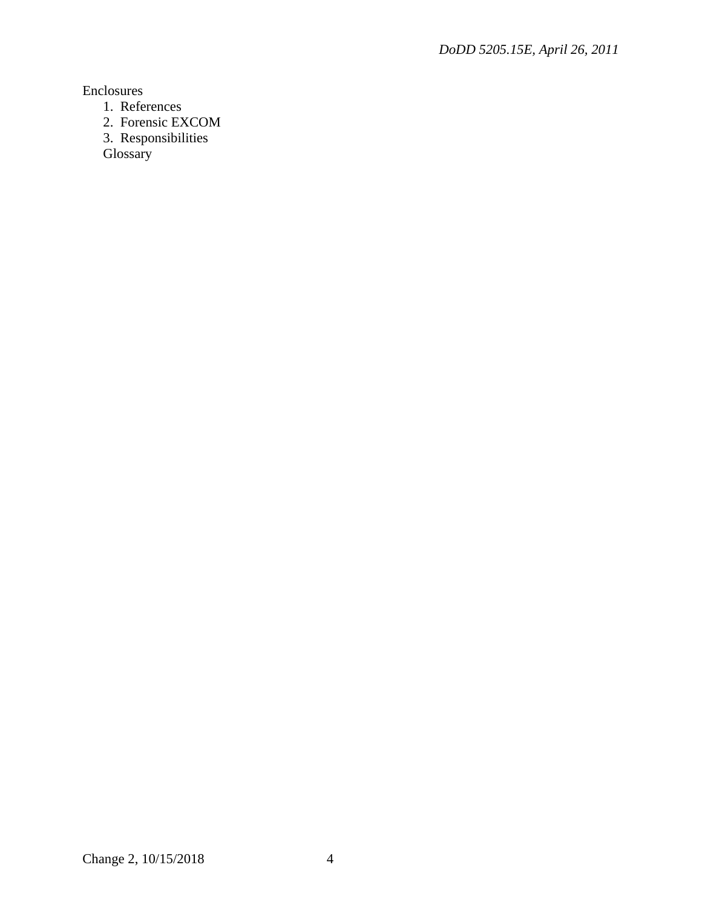Enclosures

1. References
2. Forensic EXCOM
3. Responsibilities

Glossary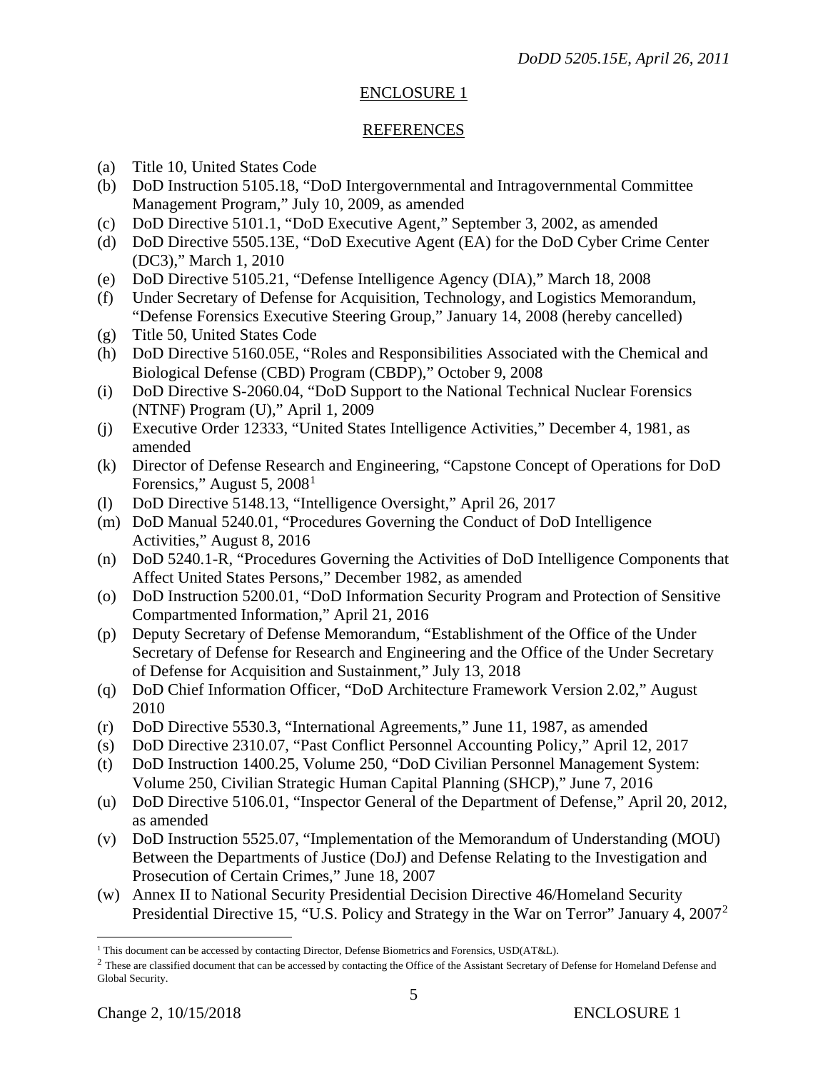## ENCLOSURE 1

## REFERENCES

(a) Title 10, United States Code

(b) DoD Instruction 5105.18, "DoD Intergovernmental and Intragovernmental Committee Management Program," July 10, 2009, as amended

(c) DoD Directive 5101.1, "DoD Executive Agent," September 3, 2002, as amended

(d) DoD Directive 5505.13E, "DoD Executive Agent (EA) for the DoD Cyber Crime Center (DC3)," March 1, 2010

(e) DoD Directive 5105.21, "Defense Intelligence Agency (DIA)," March 18, 2008

(f) Under Secretary of Defense for Acquisition, Technology, and Logistics Memorandum, "Defense Forensics Executive Steering Group," January 14, 2008 (hereby cancelled)

(g) Title 50, United States Code

(h) DoD Directive 5160.05E, "Roles and Responsibilities Associated with the Chemical and Biological Defense (CBD) Program (CBDP)," October 9, 2008

(i) DoD Directive S-2060.04, "DoD Support to the National Technical Nuclear Forensics (NTNF) Program (U)," April 1, 2009

(j) Executive Order 12333, "United States Intelligence Activities," December 4, 1981, as amended

(k) Director of Defense Research and Engineering, "Capstone Concept of Operations for DoD Forensics," August 5, 2008[1]

(l) DoD Directive 5148.13, "Intelligence Oversight," April 26, 2017

(m) DoD Manual 5240.01, "Procedures Governing the Conduct of DoD Intelligence Activities," August 8, 2016

(n) DoD 5240.1-R, "Procedures Governing the Activities of DoD Intelligence Components that Affect United States Persons," December 1982, as amended

(o) DoD Instruction 5200.01, "DoD Information Security Program and Protection of Sensitive Compartmented Information," April 21, 2016

(p) Deputy Secretary of Defense Memorandum, "Establishment of the Office of the Under Secretary of Defense for Research and Engineering and the Office of the Under Secretary of Defense for Acquisition and Sustainment," July 13, 2018

(q) DoD Chief Information Officer, "DoD Architecture Framework Version 2.02," August 2010

(r) DoD Directive 5530.3, "International Agreements," June 11, 1987, as amended

(s) DoD Directive 2310.07, "Past Conflict Personnel Accounting Policy," April 12, 2017

(t) DoD Instruction 1400.25, Volume 250, "DoD Civilian Personnel Management System: Volume 250, Civilian Strategic Human Capital Planning (SHCP)," June 7, 2016

(u) DoD Directive 5106.01, "Inspector General of the Department of Defense," April 20, 2012, as amended

(v) DoD Instruction 5525.07, "Implementation of the Memorandum of Understanding (MOU) Between the Departments of Justice (DoJ) and Defense Relating to the Investigation and Prosecution of Certain Crimes," June 18, 2007

(w) Annex II to National Security Presidential Decision Directive 46/Homeland Security Presidential Directive 15, "U.S. Policy and Strategy in the War on Terror" January 4, 2007[2]

---

[1] This document can be accessed by contacting Director, Defense Biometrics and Forensics, USD(AT&L).

[2] These are classified document that can be accessed by contacting the Office of the Assistant Secretary of Defense for Homeland Defense and Global Security.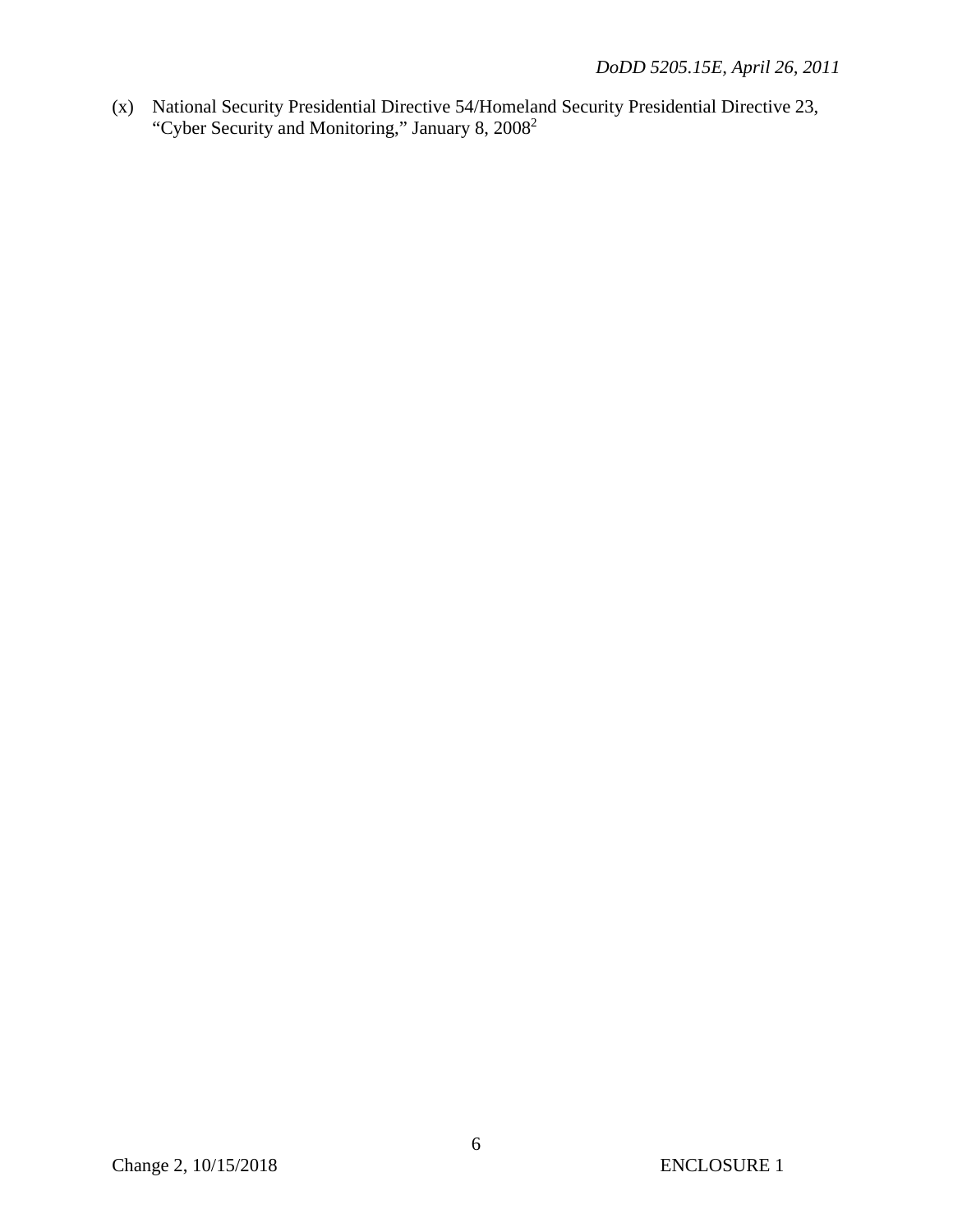(x) National Security Presidential Directive 54/Homeland Security Presidential Directive 23, "Cyber Security and Monitoring," January 8, 2008[2]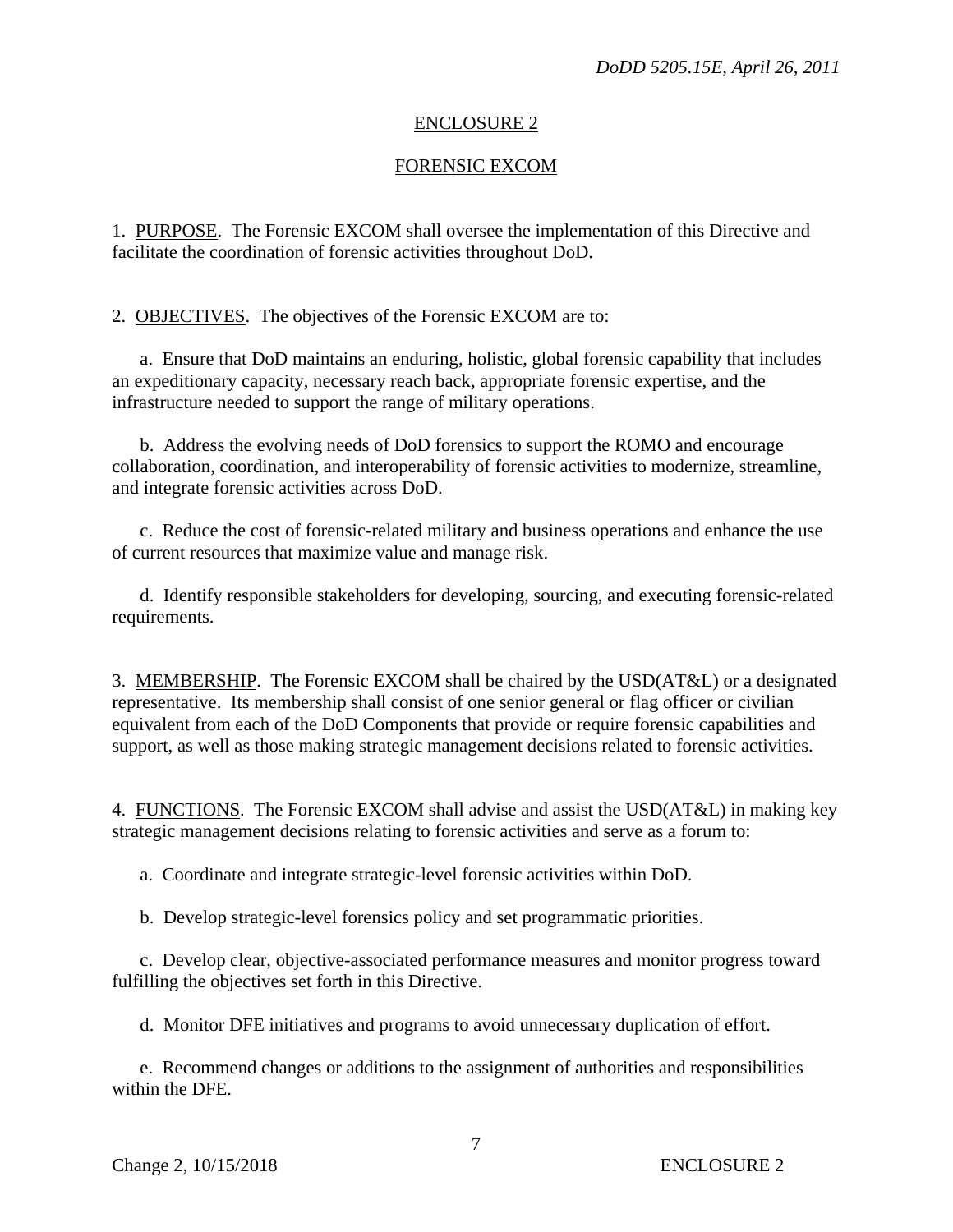## ENCLOSURE 2

## FORENSIC EXCOM

1. PURPOSE. The Forensic EXCOM shall oversee the implementation of this Directive and facilitate the coordination of forensic activities throughout DoD.

2. OBJECTIVES. The objectives of the Forensic EXCOM are to:

a. Ensure that DoD maintains an enduring, holistic, global forensic capability that includes an expeditionary capacity, necessary reach back, appropriate forensic expertise, and the infrastructure needed to support the range of military operations.

b. Address the evolving needs of DoD forensics to support the ROMO and encourage collaboration, coordination, and interoperability of forensic activities to modernize, streamline, and integrate forensic activities across DoD.

c. Reduce the cost of forensic-related military and business operations and enhance the use of current resources that maximize value and manage risk.

d. Identify responsible stakeholders for developing, sourcing, and executing forensic-related requirements.

3. MEMBERSHIP. The Forensic EXCOM shall be chaired by the USD(AT&L) or a designated representative. Its membership shall consist of one senior general or flag officer or civilian equivalent from each of the DoD Components that provide or require forensic capabilities and support, as well as those making strategic management decisions related to forensic activities.

4. FUNCTIONS. The Forensic EXCOM shall advise and assist the USD(AT&L) in making key strategic management decisions relating to forensic activities and serve as a forum to:

a. Coordinate and integrate strategic-level forensic activities within DoD.

b. Develop strategic-level forensics policy and set programmatic priorities.

c. Develop clear, objective-associated performance measures and monitor progress toward fulfilling the objectives set forth in this Directive.

d. Monitor DFE initiatives and programs to avoid unnecessary duplication of effort.

e. Recommend changes or additions to the assignment of authorities and responsibilities within the DFE.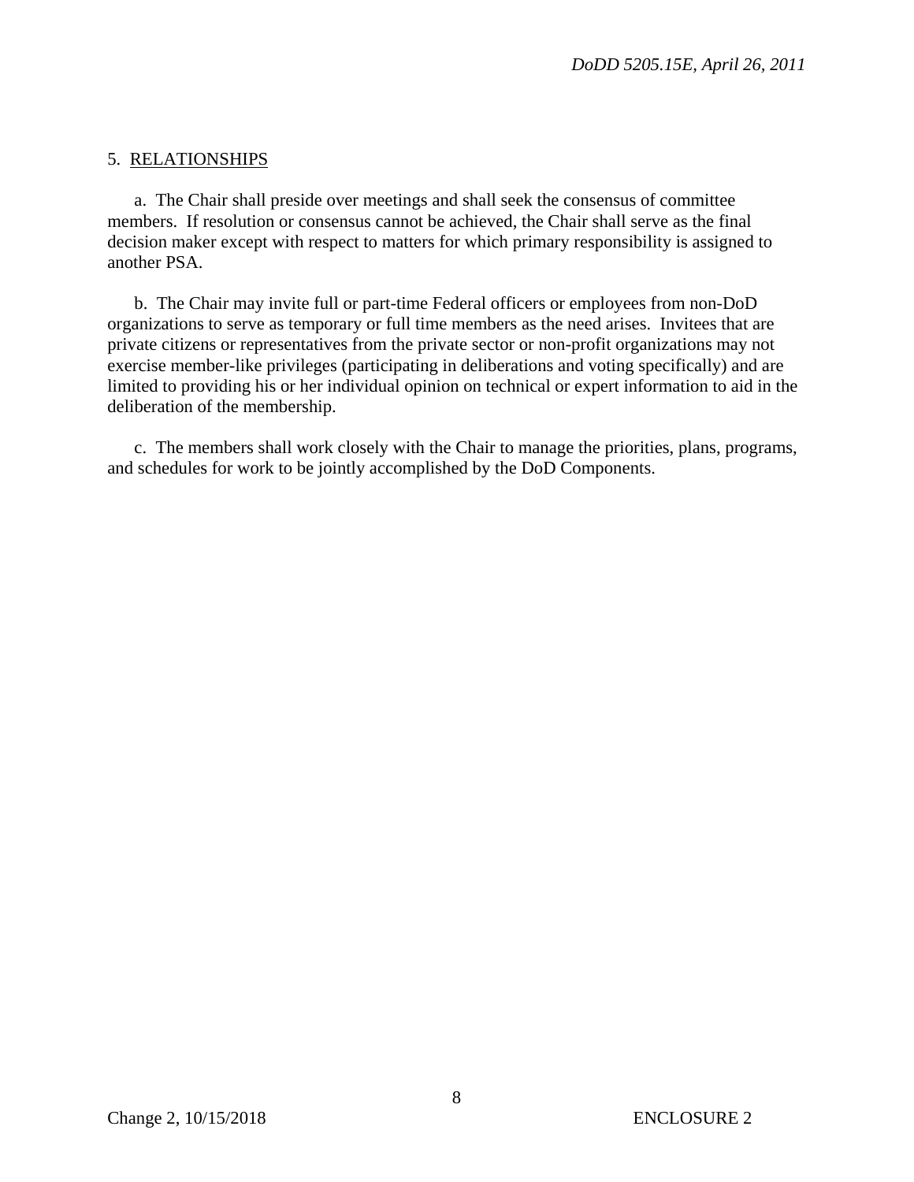5. RELATIONSHIPS

a. The Chair shall preside over meetings and shall seek the consensus of committee members. If resolution or consensus cannot be achieved, the Chair shall serve as the final decision maker except with respect to matters for which primary responsibility is assigned to another PSA.

b. The Chair may invite full or part-time Federal officers or employees from non-DoD organizations to serve as temporary or full time members as the need arises. Invitees that are private citizens or representatives from the private sector or non-profit organizations may not exercise member-like privileges (participating in deliberations and voting specifically) and are limited to providing his or her individual opinion on technical or expert information to aid in the deliberation of the membership.

c. The members shall work closely with the Chair to manage the priorities, plans, programs, and schedules for work to be jointly accomplished by the DoD Components.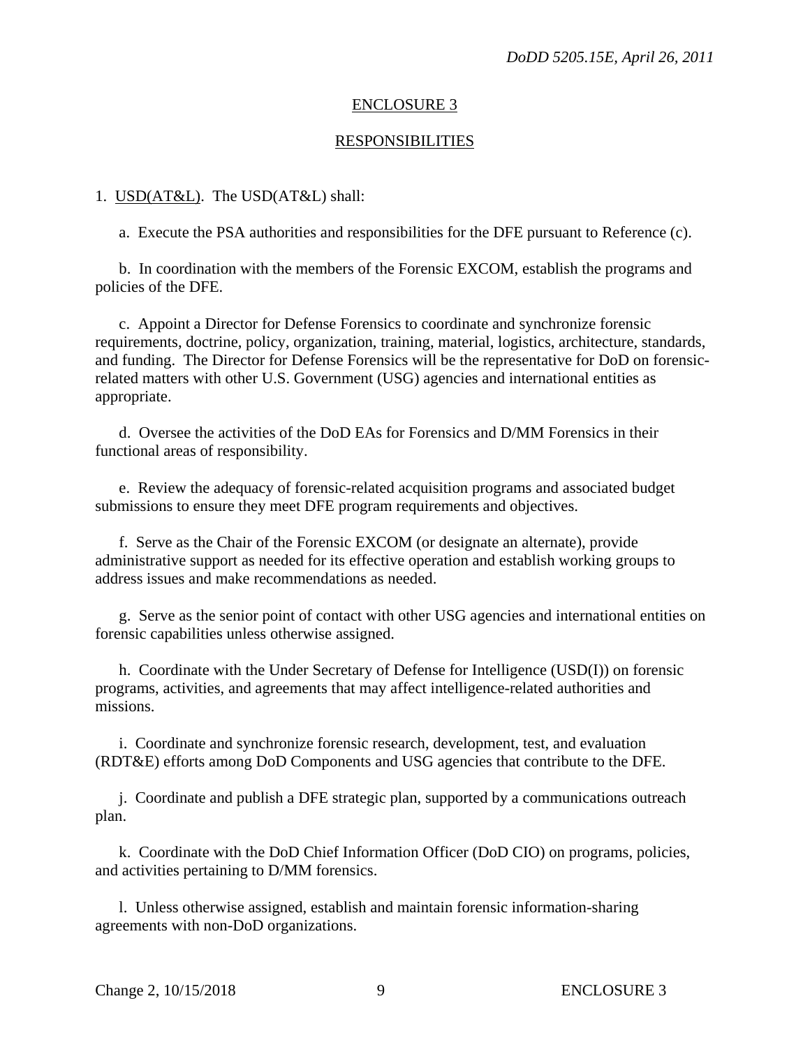## ENCLOSURE 3

## RESPONSIBILITIES

1. USD(AT&L). The USD(AT&L) shall:

   a. Execute the PSA authorities and responsibilities for the DFE pursuant to Reference (c).

   b. In coordination with the members of the Forensic EXCOM, establish the programs and policies of the DFE.

   c. Appoint a Director for Defense Forensics to coordinate and synchronize forensic requirements, doctrine, policy, organization, training, material, logistics, architecture, standards, and funding. The Director for Defense Forensics will be the representative for DoD on forensic-related matters with other U.S. Government (USG) agencies and international entities as appropriate.

   d. Oversee the activities of the DoD EAs for Forensics and D/MM Forensics in their functional areas of responsibility.

   e. Review the adequacy of forensic-related acquisition programs and associated budget submissions to ensure they meet DFE program requirements and objectives.

   f. Serve as the Chair of the Forensic EXCOM (or designate an alternate), provide administrative support as needed for its effective operation and establish working groups to address issues and make recommendations as needed.

   g. Serve as the senior point of contact with other USG agencies and international entities on forensic capabilities unless otherwise assigned.

   h. Coordinate with the Under Secretary of Defense for Intelligence (USD(I)) on forensic programs, activities, and agreements that may affect intelligence-related authorities and missions.

   i. Coordinate and synchronize forensic research, development, test, and evaluation (RDT&E) efforts among DoD Components and USG agencies that contribute to the DFE.

   j. Coordinate and publish a DFE strategic plan, supported by a communications outreach plan.

   k. Coordinate with the DoD Chief Information Officer (DoD CIO) on programs, policies, and activities pertaining to D/MM forensics.

   l. Unless otherwise assigned, establish and maintain forensic information-sharing agreements with non-DoD organizations.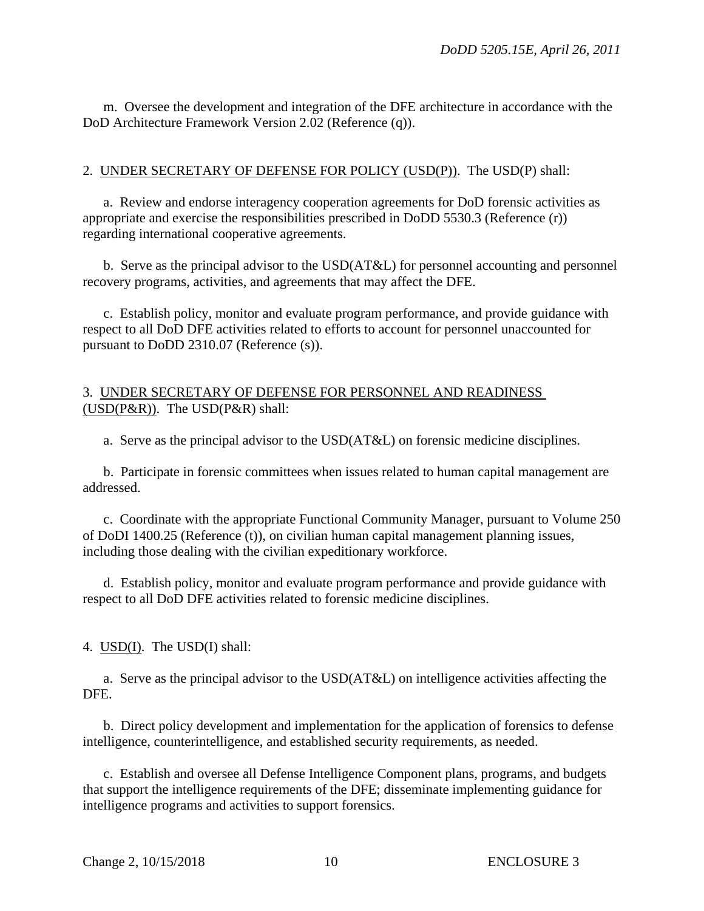m. Oversee the development and integration of the DFE architecture in accordance with the DoD Architecture Framework Version 2.02 (Reference (q)).

2. UNDER SECRETARY OF DEFENSE FOR POLICY (USD(P)). The USD(P) shall:

a. Review and endorse interagency cooperation agreements for DoD forensic activities as appropriate and exercise the responsibilities prescribed in DoDD 5530.3 (Reference (r)) regarding international cooperative agreements.

b. Serve as the principal advisor to the USD(AT&L) for personnel accounting and personnel recovery programs, activities, and agreements that may affect the DFE.

c. Establish policy, monitor and evaluate program performance, and provide guidance with respect to all DoD DFE activities related to efforts to account for personnel unaccounted for pursuant to DoDD 2310.07 (Reference (s)).

3. UNDER SECRETARY OF DEFENSE FOR PERSONNEL AND READINESS (USD(P&R)). The USD(P&R) shall:

a. Serve as the principal advisor to the USD(AT&L) on forensic medicine disciplines.

b. Participate in forensic committees when issues related to human capital management are addressed.

c. Coordinate with the appropriate Functional Community Manager, pursuant to Volume 250 of DoDI 1400.25 (Reference (t)), on civilian human capital management planning issues, including those dealing with the civilian expeditionary workforce.

d. Establish policy, monitor and evaluate program performance and provide guidance with respect to all DoD DFE activities related to forensic medicine disciplines.

4. USD(I). The USD(I) shall:

a. Serve as the principal advisor to the USD(AT&L) on intelligence activities affecting the DFE.

b. Direct policy development and implementation for the application of forensics to defense intelligence, counterintelligence, and established security requirements, as needed.

c. Establish and oversee all Defense Intelligence Component plans, programs, and budgets that support the intelligence requirements of the DFE; disseminate implementing guidance for intelligence programs and activities to support forensics.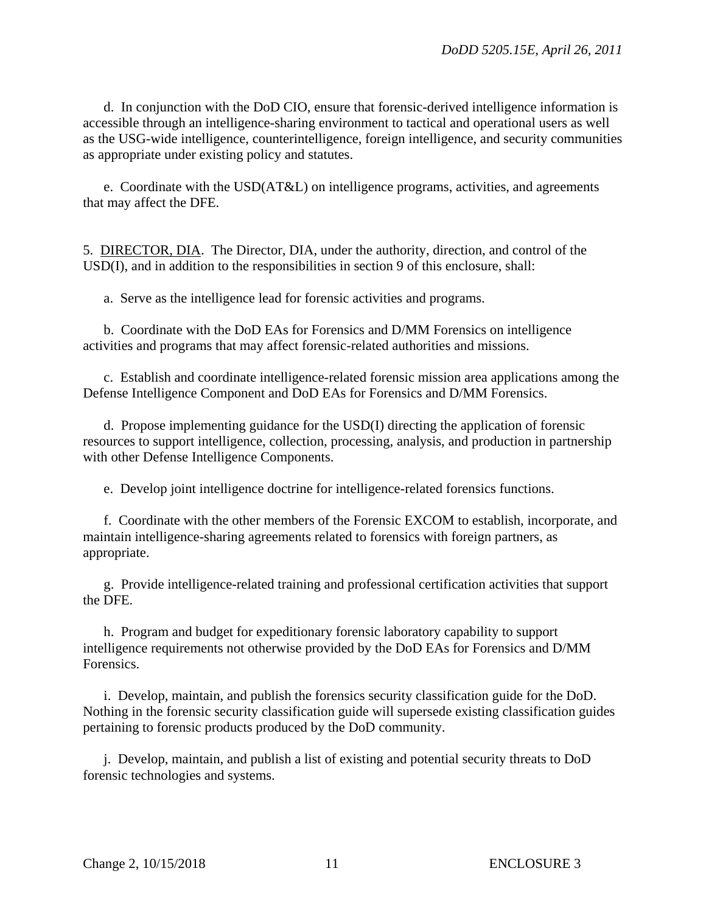d. In conjunction with the DoD CIO, ensure that forensic-derived intelligence information is accessible through an intelligence-sharing environment to tactical and operational users as well as the USG-wide intelligence, counterintelligence, foreign intelligence, and security communities as appropriate under existing policy and statutes.

e. Coordinate with the USD(AT&L) on intelligence programs, activities, and agreements that may affect the DFE.

5. DIRECTOR, DIA. The Director, DIA, under the authority, direction, and control of the USD(I), and in addition to the responsibilities in section 9 of this enclosure, shall:

a. Serve as the intelligence lead for forensic activities and programs.

b. Coordinate with the DoD EAs for Forensics and D/MM Forensics on intelligence activities and programs that may affect forensic-related authorities and missions.

c. Establish and coordinate intelligence-related forensic mission area applications among the Defense Intelligence Component and DoD EAs for Forensics and D/MM Forensics.

d. Propose implementing guidance for the USD(I) directing the application of forensic resources to support intelligence, collection, processing, analysis, and production in partnership with other Defense Intelligence Components.

e. Develop joint intelligence doctrine for intelligence-related forensics functions.

f. Coordinate with the other members of the Forensic EXCOM to establish, incorporate, and maintain intelligence-sharing agreements related to forensics with foreign partners, as appropriate.

g. Provide intelligence-related training and professional certification activities that support the DFE.

h. Program and budget for expeditionary forensic laboratory capability to support intelligence requirements not otherwise provided by the DoD EAs for Forensics and D/MM Forensics.

i. Develop, maintain, and publish the forensics security classification guide for the DoD. Nothing in the forensic security classification guide will supersede existing classification guides pertaining to forensic products produced by the DoD community.

j. Develop, maintain, and publish a list of existing and potential security threats to DoD forensic technologies and systems.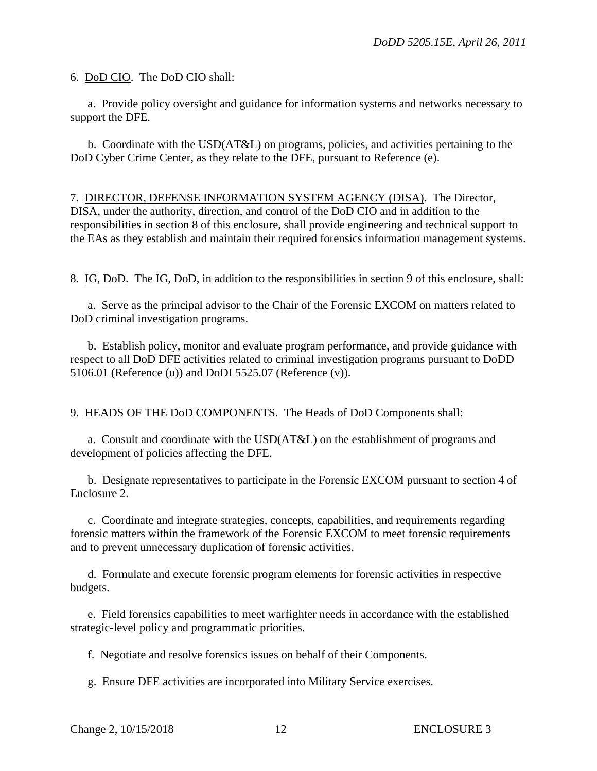6. DoD CIO. The DoD CIO shall:

a. Provide policy oversight and guidance for information systems and networks necessary to support the DFE.

b. Coordinate with the USD(AT&L) on programs, policies, and activities pertaining to the DoD Cyber Crime Center, as they relate to the DFE, pursuant to Reference (e).

7. DIRECTOR, DEFENSE INFORMATION SYSTEM AGENCY (DISA). The Director, DISA, under the authority, direction, and control of the DoD CIO and in addition to the responsibilities in section 8 of this enclosure, shall provide engineering and technical support to the EAs as they establish and maintain their required forensics information management systems.

8. IG, DoD. The IG, DoD, in addition to the responsibilities in section 9 of this enclosure, shall:

a. Serve as the principal advisor to the Chair of the Forensic EXCOM on matters related to DoD criminal investigation programs.

b. Establish policy, monitor and evaluate program performance, and provide guidance with respect to all DoD DFE activities related to criminal investigation programs pursuant to DoDD 5106.01 (Reference (u)) and DoDI 5525.07 (Reference (v)).

9. HEADS OF THE DoD COMPONENTS. The Heads of DoD Components shall:

a. Consult and coordinate with the USD(AT&L) on the establishment of programs and development of policies affecting the DFE.

b. Designate representatives to participate in the Forensic EXCOM pursuant to section 4 of Enclosure 2.

c. Coordinate and integrate strategies, concepts, capabilities, and requirements regarding forensic matters within the framework of the Forensic EXCOM to meet forensic requirements and to prevent unnecessary duplication of forensic activities.

d. Formulate and execute forensic program elements for forensic activities in respective budgets.

e. Field forensics capabilities to meet warfighter needs in accordance with the established strategic-level policy and programmatic priorities.

f. Negotiate and resolve forensics issues on behalf of their Components.

g. Ensure DFE activities are incorporated into Military Service exercises.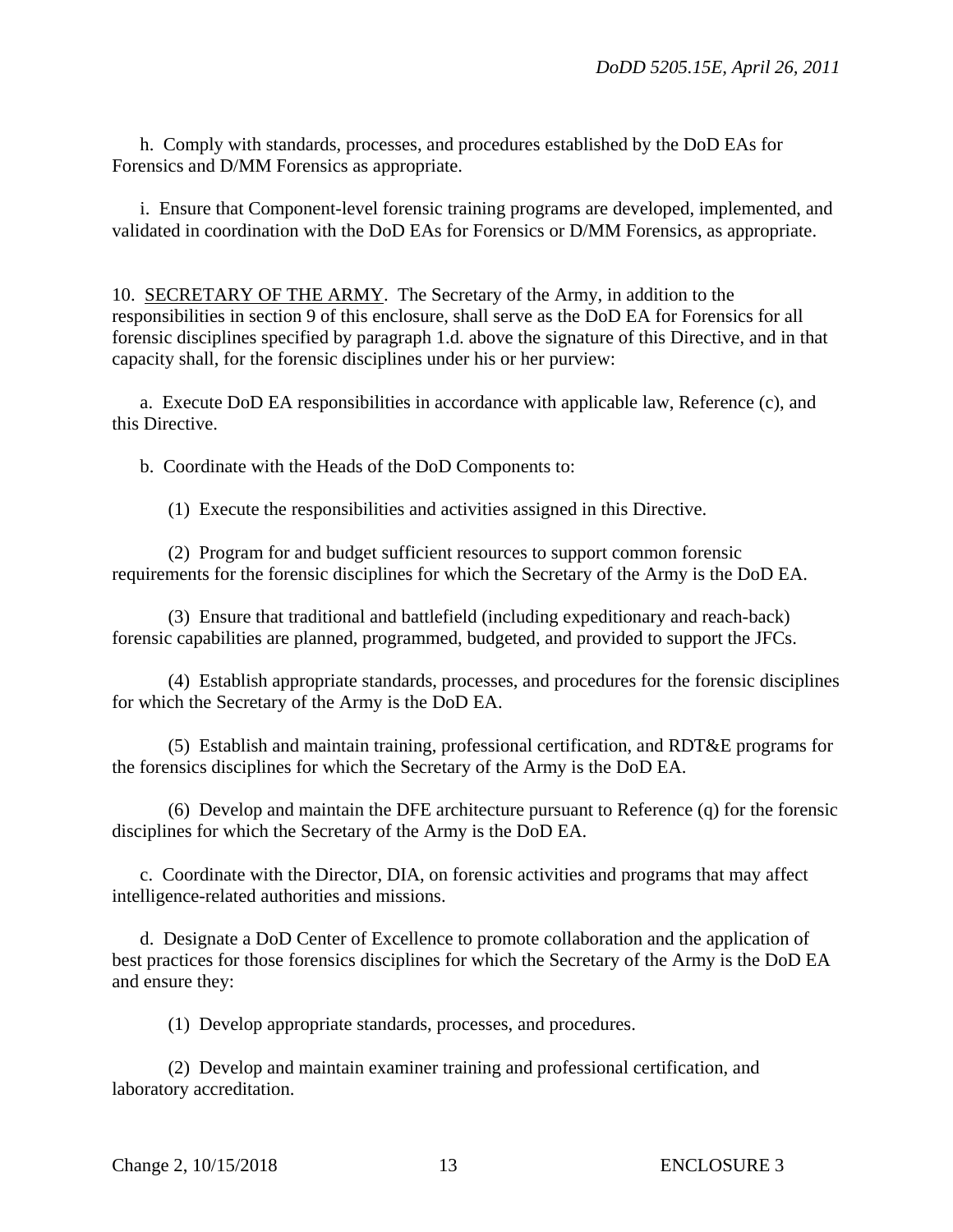h. Comply with standards, processes, and procedures established by the DoD EAs for Forensics and D/MM Forensics as appropriate.

i. Ensure that Component-level forensic training programs are developed, implemented, and validated in coordination with the DoD EAs for Forensics or D/MM Forensics, as appropriate.

10. <u>SECRETARY OF THE ARMY</u>. The Secretary of the Army, in addition to the responsibilities in section 9 of this enclosure, shall serve as the DoD EA for Forensics for all forensic disciplines specified by paragraph 1.d. above the signature of this Directive, and in that capacity shall, for the forensic disciplines under his or her purview:

a. Execute DoD EA responsibilities in accordance with applicable law, Reference (c), and this Directive.

b. Coordinate with the Heads of the DoD Components to:

(1) Execute the responsibilities and activities assigned in this Directive.

(2) Program for and budget sufficient resources to support common forensic requirements for the forensic disciplines for which the Secretary of the Army is the DoD EA.

(3) Ensure that traditional and battlefield (including expeditionary and reach-back) forensic capabilities are planned, programmed, budgeted, and provided to support the JFCs.

(4) Establish appropriate standards, processes, and procedures for the forensic disciplines for which the Secretary of the Army is the DoD EA.

(5) Establish and maintain training, professional certification, and RDT&E programs for the forensics disciplines for which the Secretary of the Army is the DoD EA.

(6) Develop and maintain the DFE architecture pursuant to Reference (q) for the forensic disciplines for which the Secretary of the Army is the DoD EA.

c. Coordinate with the Director, DIA, on forensic activities and programs that may affect intelligence-related authorities and missions.

d. Designate a DoD Center of Excellence to promote collaboration and the application of best practices for those forensics disciplines for which the Secretary of the Army is the DoD EA and ensure they:

(1) Develop appropriate standards, processes, and procedures.

(2) Develop and maintain examiner training and professional certification, and laboratory accreditation.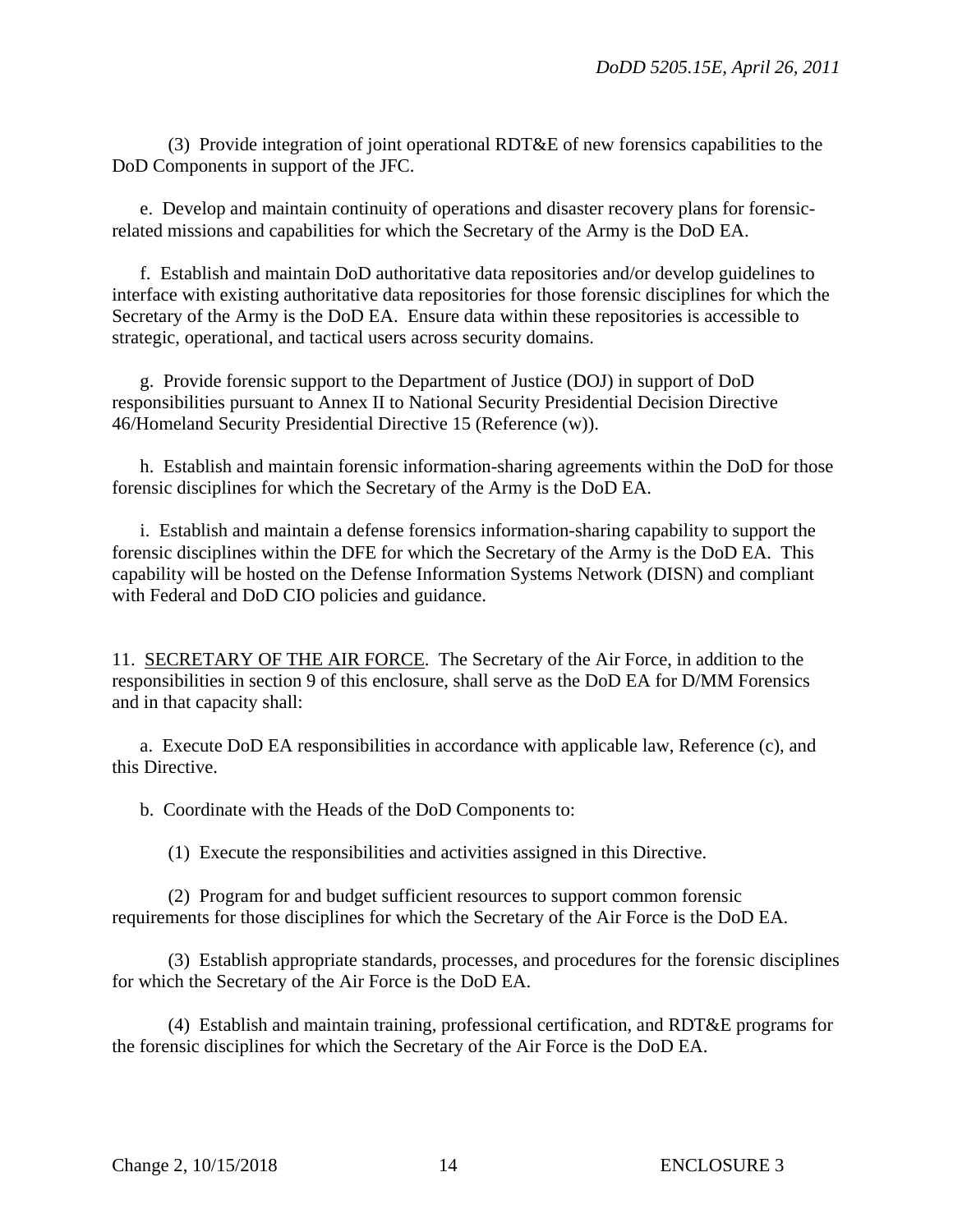(3) Provide integration of joint operational RDT&E of new forensics capabilities to the DoD Components in support of the JFC.

e. Develop and maintain continuity of operations and disaster recovery plans for forensic-related missions and capabilities for which the Secretary of the Army is the DoD EA.

f. Establish and maintain DoD authoritative data repositories and/or develop guidelines to interface with existing authoritative data repositories for those forensic disciplines for which the Secretary of the Army is the DoD EA. Ensure data within these repositories is accessible to strategic, operational, and tactical users across security domains.

g. Provide forensic support to the Department of Justice (DOJ) in support of DoD responsibilities pursuant to Annex II to National Security Presidential Decision Directive 46/Homeland Security Presidential Directive 15 (Reference (w)).

h. Establish and maintain forensic information-sharing agreements within the DoD for those forensic disciplines for which the Secretary of the Army is the DoD EA.

i. Establish and maintain a defense forensics information-sharing capability to support the forensic disciplines within the DFE for which the Secretary of the Army is the DoD EA. This capability will be hosted on the Defense Information Systems Network (DISN) and compliant with Federal and DoD CIO policies and guidance.

11. SECRETARY OF THE AIR FORCE. The Secretary of the Air Force, in addition to the responsibilities in section 9 of this enclosure, shall serve as the DoD EA for D/MM Forensics and in that capacity shall:

a. Execute DoD EA responsibilities in accordance with applicable law, Reference (c), and this Directive.

b. Coordinate with the Heads of the DoD Components to:

(1) Execute the responsibilities and activities assigned in this Directive.

(2) Program for and budget sufficient resources to support common forensic requirements for those disciplines for which the Secretary of the Air Force is the DoD EA.

(3) Establish appropriate standards, processes, and procedures for the forensic disciplines for which the Secretary of the Air Force is the DoD EA.

(4) Establish and maintain training, professional certification, and RDT&E programs for the forensic disciplines for which the Secretary of the Air Force is the DoD EA.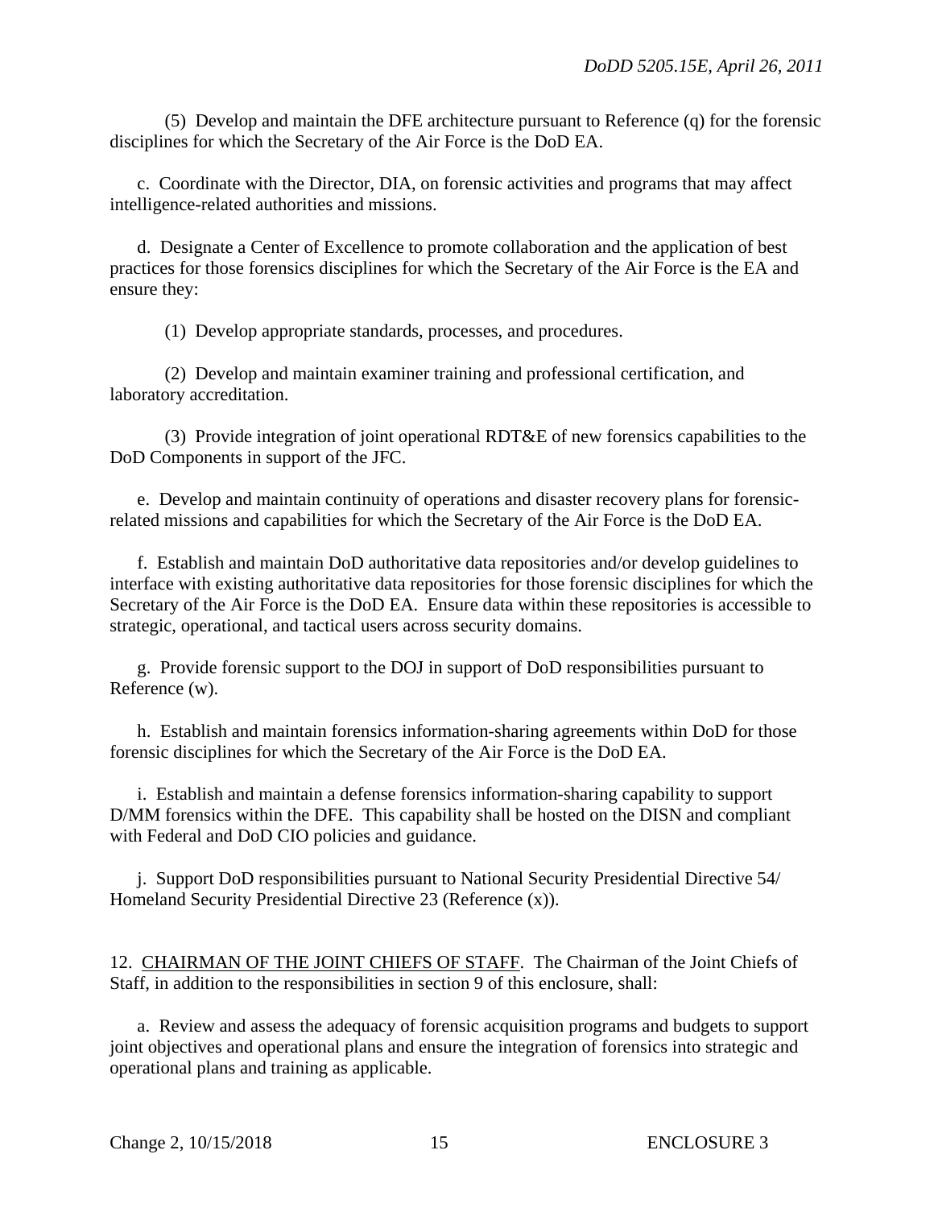(5) Develop and maintain the DFE architecture pursuant to Reference (q) for the forensic disciplines for which the Secretary of the Air Force is the DoD EA.

c. Coordinate with the Director, DIA, on forensic activities and programs that may affect intelligence-related authorities and missions.

d. Designate a Center of Excellence to promote collaboration and the application of best practices for those forensics disciplines for which the Secretary of the Air Force is the EA and ensure they:

(1) Develop appropriate standards, processes, and procedures.

(2) Develop and maintain examiner training and professional certification, and laboratory accreditation.

(3) Provide integration of joint operational RDT&E of new forensics capabilities to the DoD Components in support of the JFC.

e. Develop and maintain continuity of operations and disaster recovery plans for forensic-related missions and capabilities for which the Secretary of the Air Force is the DoD EA.

f. Establish and maintain DoD authoritative data repositories and/or develop guidelines to interface with existing authoritative data repositories for those forensic disciplines for which the Secretary of the Air Force is the DoD EA. Ensure data within these repositories is accessible to strategic, operational, and tactical users across security domains.

g. Provide forensic support to the DOJ in support of DoD responsibilities pursuant to Reference (w).

h. Establish and maintain forensics information-sharing agreements within DoD for those forensic disciplines for which the Secretary of the Air Force is the DoD EA.

i. Establish and maintain a defense forensics information-sharing capability to support D/MM forensics within the DFE. This capability shall be hosted on the DISN and compliant with Federal and DoD CIO policies and guidance.

j. Support DoD responsibilities pursuant to National Security Presidential Directive 54/ Homeland Security Presidential Directive 23 (Reference (x)).

12. CHAIRMAN OF THE JOINT CHIEFS OF STAFF. The Chairman of the Joint Chiefs of Staff, in addition to the responsibilities in section 9 of this enclosure, shall:

a. Review and assess the adequacy of forensic acquisition programs and budgets to support joint objectives and operational plans and ensure the integration of forensics into strategic and operational plans and training as applicable.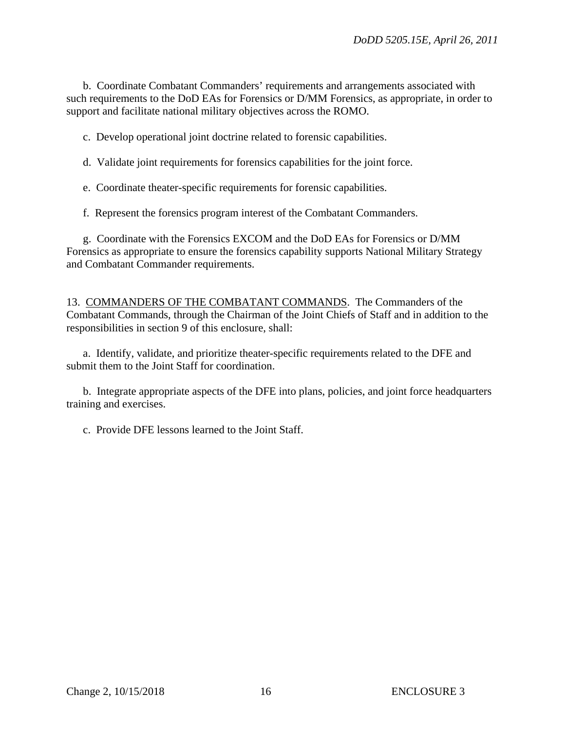b. Coordinate Combatant Commanders' requirements and arrangements associated with such requirements to the DoD EAs for Forensics or D/MM Forensics, as appropriate, in order to support and facilitate national military objectives across the ROMO.

c. Develop operational joint doctrine related to forensic capabilities.

d. Validate joint requirements for forensics capabilities for the joint force.

e. Coordinate theater-specific requirements for forensic capabilities.

f. Represent the forensics program interest of the Combatant Commanders.

g. Coordinate with the Forensics EXCOM and the DoD EAs for Forensics or D/MM Forensics as appropriate to ensure the forensics capability supports National Military Strategy and Combatant Commander requirements.

13. COMMANDERS OF THE COMBATANT COMMANDS. The Commanders of the Combatant Commands, through the Chairman of the Joint Chiefs of Staff and in addition to the responsibilities in section 9 of this enclosure, shall:

a. Identify, validate, and prioritize theater-specific requirements related to the DFE and submit them to the Joint Staff for coordination.

b. Integrate appropriate aspects of the DFE into plans, policies, and joint force headquarters training and exercises.

c. Provide DFE lessons learned to the Joint Staff.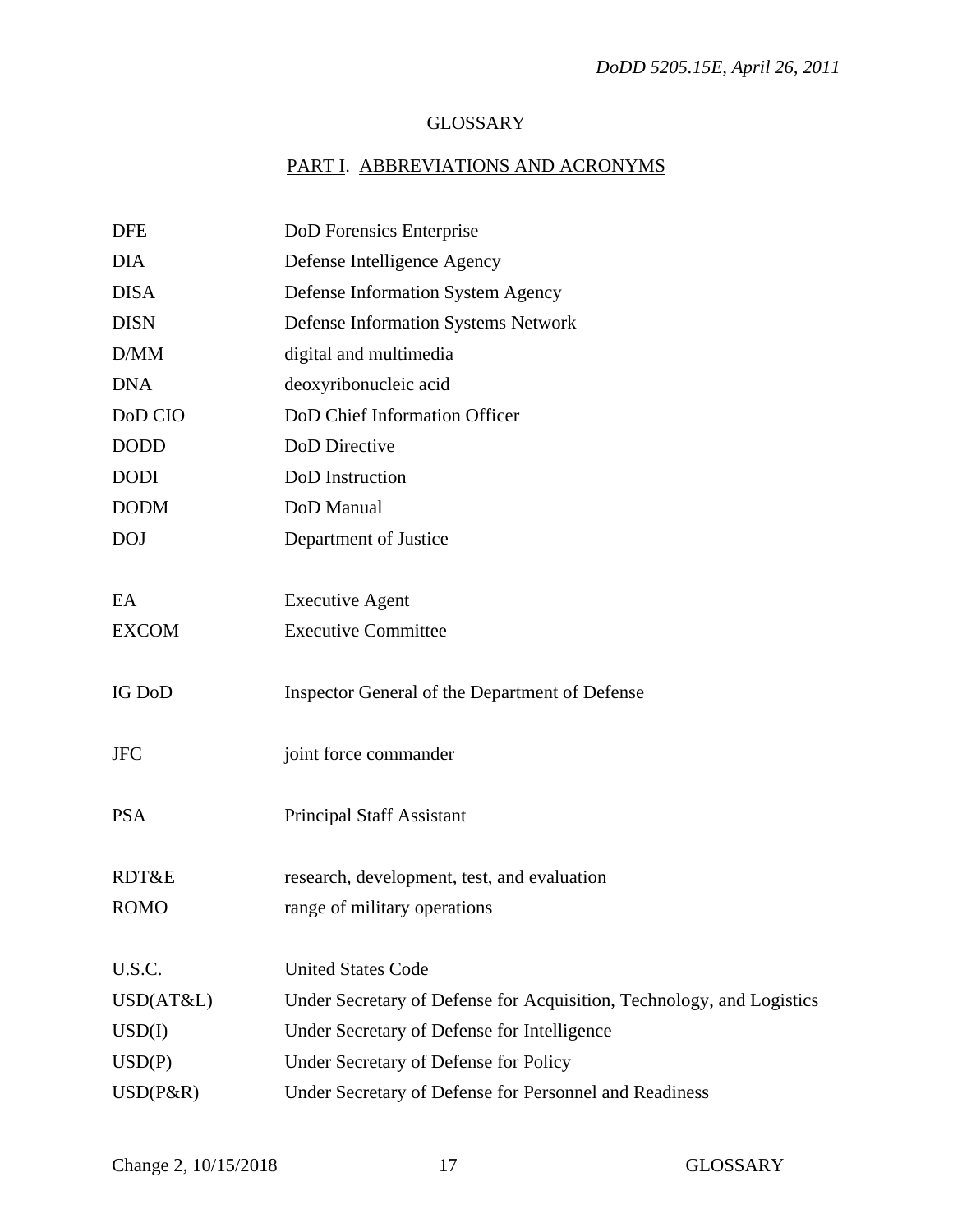# GLOSSARY

## PART I. ABBREVIATIONS AND ACRONYMS

| | |
|---|---|
| DFE | DoD Forensics Enterprise |
| DIA | Defense Intelligence Agency |
| DISA | Defense Information System Agency |
| DISN | Defense Information Systems Network |
| D/MM | digital and multimedia |
| DNA | deoxyribonucleic acid |
| DoD CIO | DoD Chief Information Officer |
| DODD | DoD Directive |
| DODI | DoD Instruction |
| DODM | DoD Manual |
| DOJ | Department of Justice |
| EA | Executive Agent |
| EXCOM | Executive Committee |
| IG DoD | Inspector General of the Department of Defense |
| JFC | joint force commander |
| PSA | Principal Staff Assistant |
| RDT&E | research, development, test, and evaluation |
| ROMO | range of military operations |
| U.S.C. | United States Code |
| USD(AT&L) | Under Secretary of Defense for Acquisition, Technology, and Logistics |
| USD(I) | Under Secretary of Defense for Intelligence |
| USD(P) | Under Secretary of Defense for Policy |
| USD(P&R) | Under Secretary of Defense for Personnel and Readiness |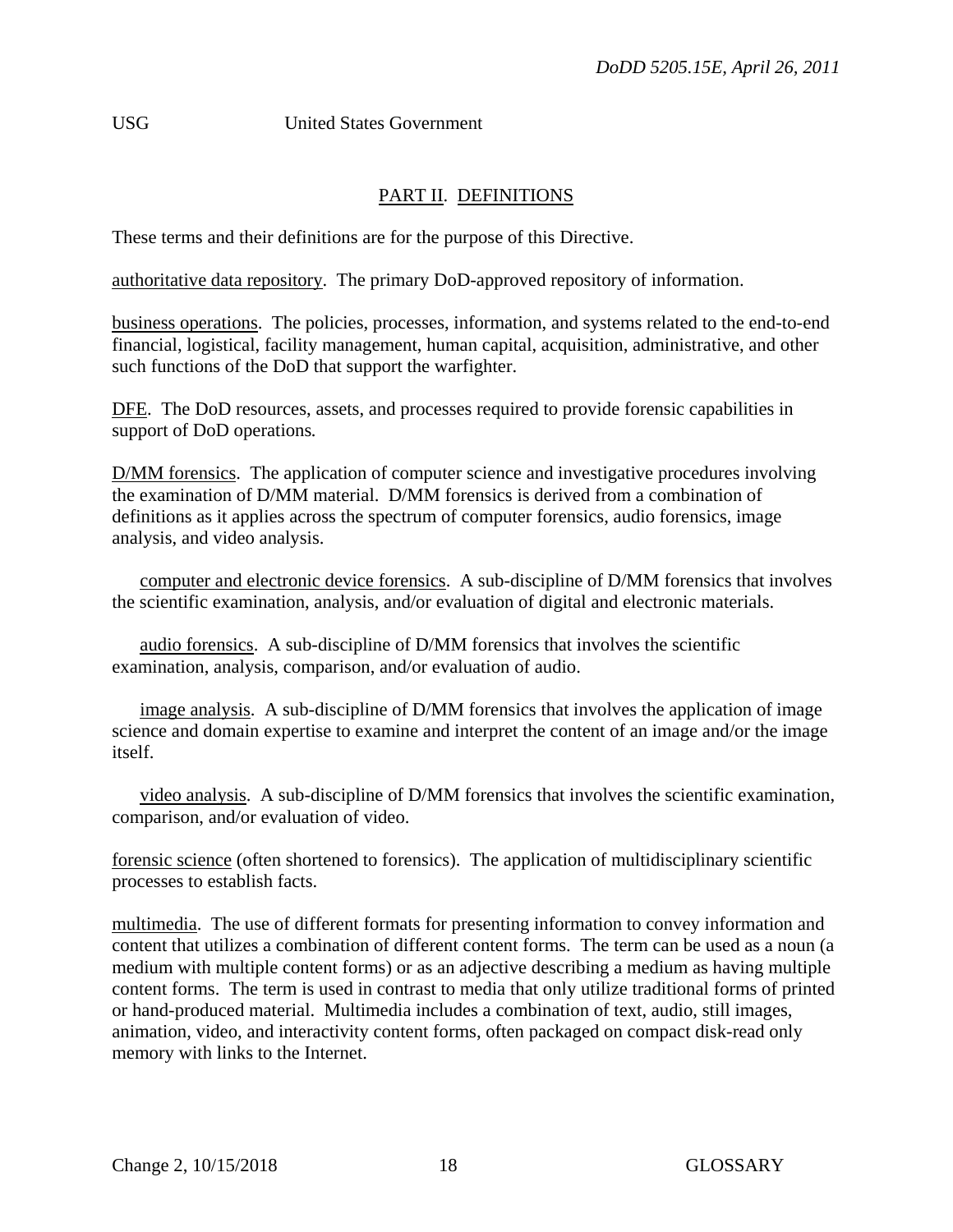USG United States Government

## PART II. DEFINITIONS

These terms and their definitions are for the purpose of this Directive.

authoritative data repository. The primary DoD-approved repository of information.

business operations. The policies, processes, information, and systems related to the end-to-end financial, logistical, facility management, human capital, acquisition, administrative, and other such functions of the DoD that support the warfighter.

DFE. The DoD resources, assets, and processes required to provide forensic capabilities in support of DoD operations.

D/MM forensics. The application of computer science and investigative procedures involving the examination of D/MM material. D/MM forensics is derived from a combination of definitions as it applies across the spectrum of computer forensics, audio forensics, image analysis, and video analysis.

computer and electronic device forensics. A sub-discipline of D/MM forensics that involves the scientific examination, analysis, and/or evaluation of digital and electronic materials.

audio forensics. A sub-discipline of D/MM forensics that involves the scientific examination, analysis, comparison, and/or evaluation of audio.

image analysis. A sub-discipline of D/MM forensics that involves the application of image science and domain expertise to examine and interpret the content of an image and/or the image itself.

video analysis. A sub-discipline of D/MM forensics that involves the scientific examination, comparison, and/or evaluation of video.

forensic science (often shortened to forensics). The application of multidisciplinary scientific processes to establish facts.

multimedia. The use of different formats for presenting information to convey information and content that utilizes a combination of different content forms. The term can be used as a noun (a medium with multiple content forms) or as an adjective describing a medium as having multiple content forms. The term is used in contrast to media that only utilize traditional forms of printed or hand-produced material. Multimedia includes a combination of text, audio, still images, animation, video, and interactivity content forms, often packaged on compact disk-read only memory with links to the Internet.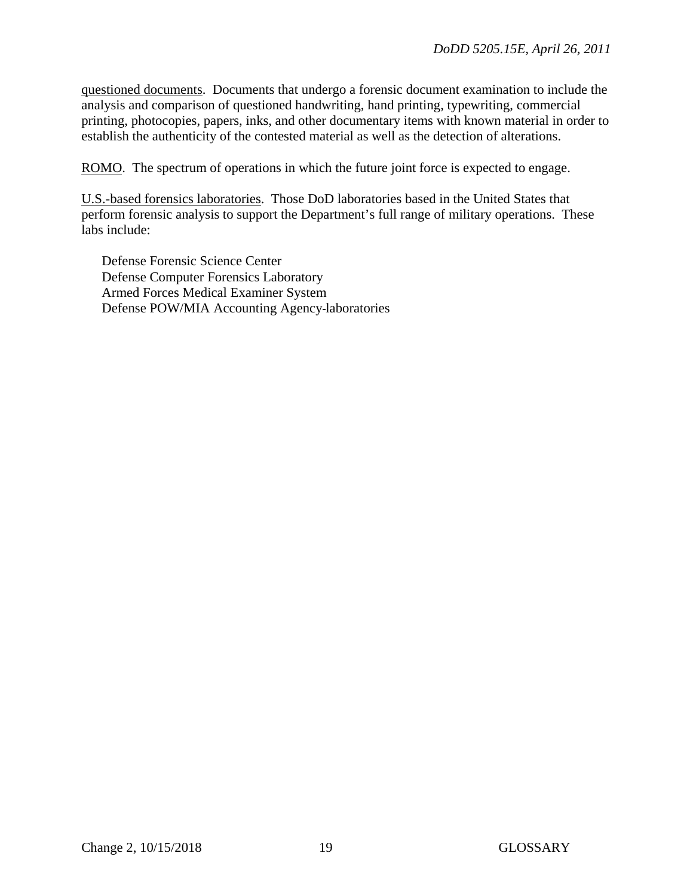questioned documents. Documents that undergo a forensic document examination to include the analysis and comparison of questioned handwriting, hand printing, typewriting, commercial printing, photocopies, papers, inks, and other documentary items with known material in order to establish the authenticity of the contested material as well as the detection of alterations.

ROMO. The spectrum of operations in which the future joint force is expected to engage.

U.S.-based forensics laboratories. Those DoD laboratories based in the United States that perform forensic analysis to support the Department's full range of military operations. These labs include:

Defense Forensic Science Center
Defense Computer Forensics Laboratory
Armed Forces Medical Examiner System
Defense POW/MIA Accounting Agency-laboratories